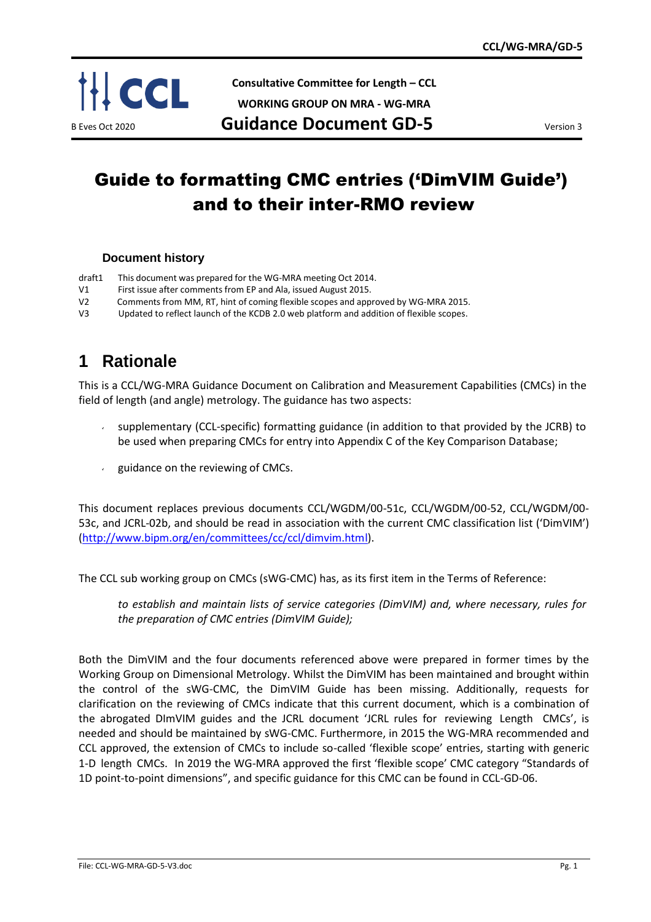Consultative Committee for Length – CCL

WORKING GROUP ON MRA - WG-MRA

**Guidance Document GD-5**

B Eves Oct 2020 — Version 3

# Guide to formatting CMC entries ('DimVIM Guide') and to their inter-RMO review

### Document history

| | |
|---|---|
| draft1 | This document was prepared for the WG-MRA meeting Oct 2014. |
| V1 | First issue after comments from EP and Ala, issued August 2015. |
| V2 | Comments from MM, RT, hint of coming flexible scopes and approved by WG-MRA 2015. |
| V3 | Updated to reflect launch of the KCDB 2.0 web platform and addition of flexible scopes. |

## 1 Rationale

This is a CCL/WG-MRA Guidance Document on Calibration and Measurement Capabilities (CMCs) in the field of length (and angle) metrology. The guidance has two aspects:

- supplementary (CCL-specific) formatting guidance (in addition to that provided by the JCRB) to be used when preparing CMCs for entry into Appendix C of the Key Comparison Database;
- guidance on the reviewing of CMCs.

This document replaces previous documents CCL/WGDM/00-51c, CCL/WGDM/00-52, CCL/WGDM/00-53c, and JCRL-02b, and should be read in association with the current CMC classification list ('DimVIM') (http://www.bipm.org/en/committees/cc/ccl/dimvim.html).

The CCL sub working group on CMCs (sWG-CMC) has, as its first item in the Terms of Reference:

> *to establish and maintain lists of service categories (DimVIM) and, where necessary, rules for the preparation of CMC entries (DimVIM Guide);*

Both the DimVIM and the four documents referenced above were prepared in former times by the Working Group on Dimensional Metrology. Whilst the DimVIM has been maintained and brought within the control of the sWG-CMC, the DimVIM Guide has been missing. Additionally, requests for clarification on the reviewing of CMCs indicate that this current document, which is a combination of the abrogated DImVIM guides and the JCRL document 'JCRL rules for reviewing Length CMCs', is needed and should be maintained by sWG-CMC. Furthermore, in 2015 the WG-MRA recommended and CCL approved, the extension of CMCs to include so-called 'flexible scope' entries, starting with generic 1-D length CMCs. In 2019 the WG-MRA approved the first 'flexible scope' CMC category "Standards of 1D point-to-point dimensions", and specific guidance for this CMC can be found in CCL-GD-06.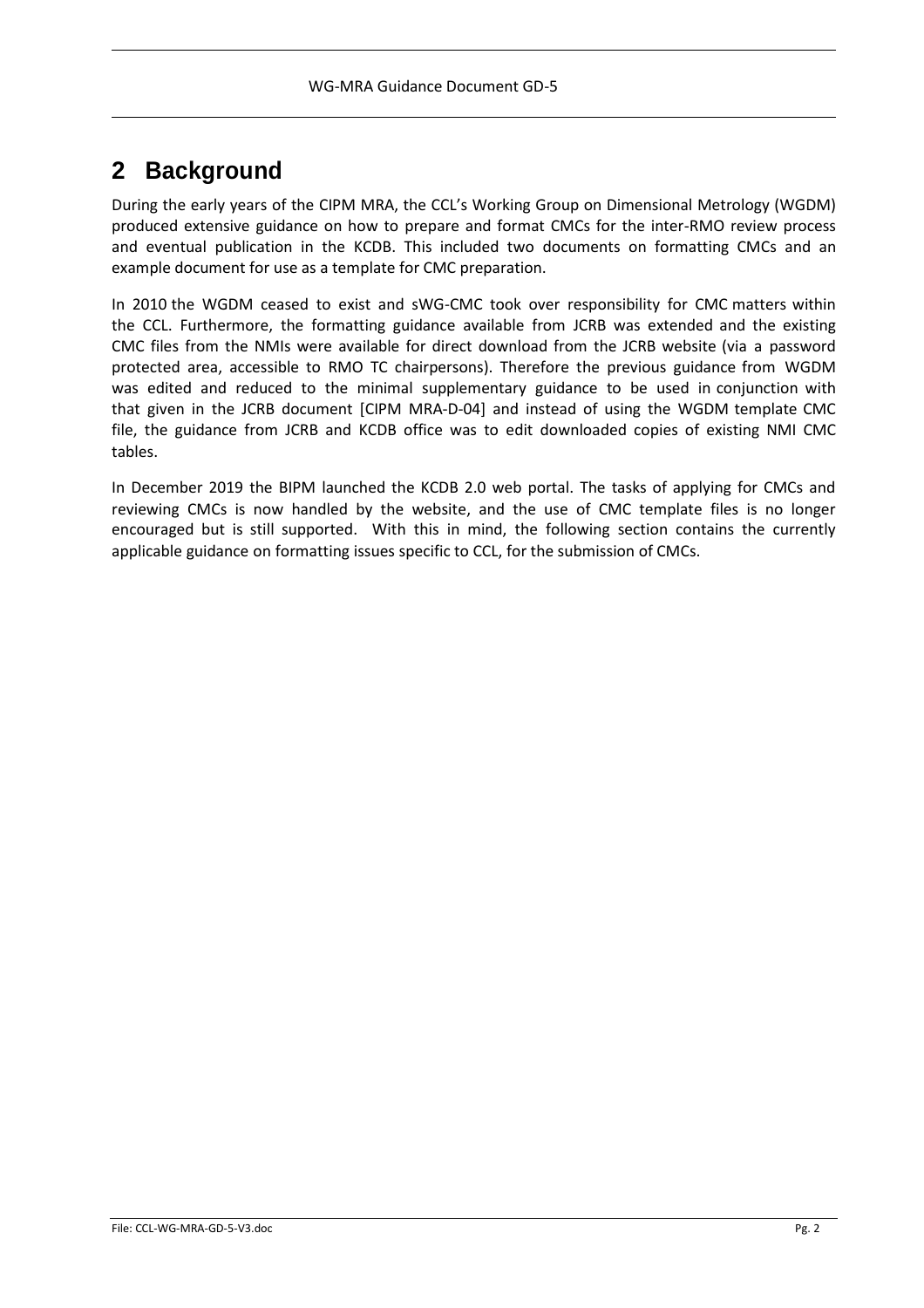# 2 Background

During the early years of the CIPM MRA, the CCL's Working Group on Dimensional Metrology (WGDM) produced extensive guidance on how to prepare and format CMCs for the inter-RMO review process and eventual publication in the KCDB. This included two documents on formatting CMCs and an example document for use as a template for CMC preparation.

In 2010 the WGDM ceased to exist and sWG-CMC took over responsibility for CMC matters within the CCL. Furthermore, the formatting guidance available from JCRB was extended and the existing CMC files from the NMIs were available for direct download from the JCRB website (via a password protected area, accessible to RMO TC chairpersons). Therefore the previous guidance from WGDM was edited and reduced to the minimal supplementary guidance to be used in conjunction with that given in the JCRB document [CIPM MRA-D-04] and instead of using the WGDM template CMC file, the guidance from JCRB and KCDB office was to edit downloaded copies of existing NMI CMC tables.

In December 2019 the BIPM launched the KCDB 2.0 web portal. The tasks of applying for CMCs and reviewing CMCs is now handled by the website, and the use of CMC template files is no longer encouraged but is still supported. With this in mind, the following section contains the currently applicable guidance on formatting issues specific to CCL, for the submission of CMCs.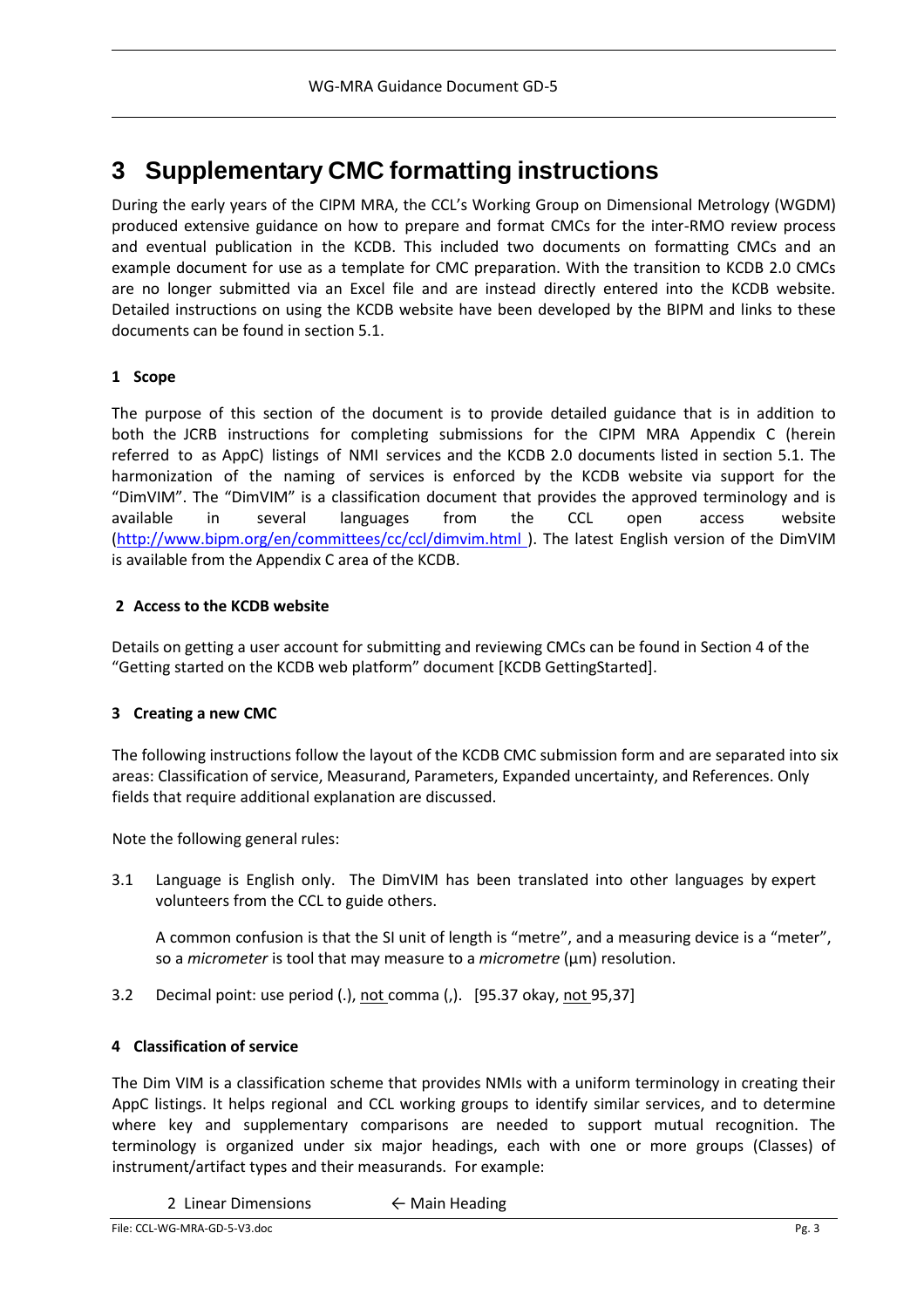# 3 Supplementary CMC formatting instructions

During the early years of the CIPM MRA, the CCL's Working Group on Dimensional Metrology (WGDM) produced extensive guidance on how to prepare and format CMCs for the inter-RMO review process and eventual publication in the KCDB. This included two documents on formatting CMCs and an example document for use as a template for CMC preparation. With the transition to KCDB 2.0 CMCs are no longer submitted via an Excel file and are instead directly entered into the KCDB website. Detailed instructions on using the KCDB website have been developed by the BIPM and links to these documents can be found in section 5.1.

**1 Scope**

The purpose of this section of the document is to provide detailed guidance that is in addition to both the JCRB instructions for completing submissions for the CIPM MRA Appendix C (herein referred to as AppC) listings of NMI services and the KCDB 2.0 documents listed in section 5.1. The harmonization of the naming of services is enforced by the KCDB website via support for the "DimVIM". The "DimVIM" is a classification document that provides the approved terminology and is available in several languages from the CCL open access website (http://www.bipm.org/en/committees/cc/ccl/dimvim.html ). The latest English version of the DimVIM is available from the Appendix C area of the KCDB.

**2 Access to the KCDB website**

Details on getting a user account for submitting and reviewing CMCs can be found in Section 4 of the "Getting started on the KCDB web platform" document [KCDB GettingStarted].

**3 Creating a new CMC**

The following instructions follow the layout of the KCDB CMC submission form and are separated into six areas: Classification of service, Measurand, Parameters, Expanded uncertainty, and References. Only fields that require additional explanation are discussed.

Note the following general rules:

3.1 Language is English only. The DimVIM has been translated into other languages by expert volunteers from the CCL to guide others.

A common confusion is that the SI unit of length is "metre", and a measuring device is a "meter", so a *micrometer* is tool that may measure to a *micrometre* (µm) resolution.

3.2 Decimal point: use period (.), not comma (,). [95.37 okay, not 95,37]

**4 Classification of service**

The Dim VIM is a classification scheme that provides NMIs with a uniform terminology in creating their AppC listings. It helps regional and CCL working groups to identify similar services, and to determine where key and supplementary comparisons are needed to support mutual recognition. The terminology is organized under six major headings, each with one or more groups (Classes) of instrument/artifact types and their measurands. For example:

2 Linear Dimensions ← Main Heading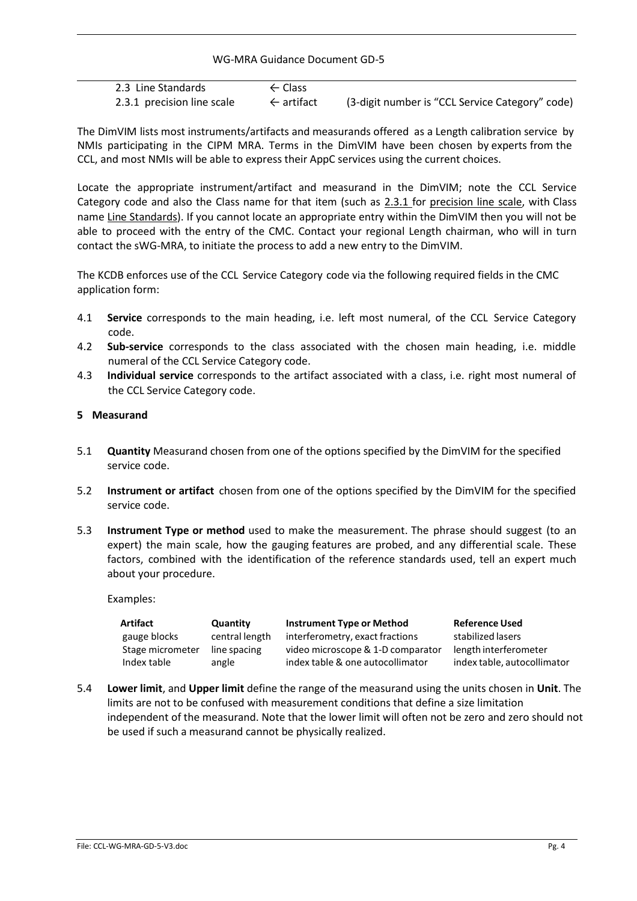| | | |
|---|---|---|
| 2.3 Line Standards | ← Class | |
| 2.3.1 precision line scale | ← artifact | (3-digit number is "CCL Service Category" code) |

The DimVIM lists most instruments/artifacts and measurands offered as a Length calibration service by NMIs participating in the CIPM MRA. Terms in the DimVIM have been chosen by experts from the CCL, and most NMIs will be able to express their AppC services using the current choices.

Locate the appropriate instrument/artifact and measurand in the DimVIM; note the CCL Service Category code and also the Class name for that item (such as 2.3.1 for precision line scale, with Class name Line Standards). If you cannot locate an appropriate entry within the DimVIM then you will not be able to proceed with the entry of the CMC. Contact your regional Length chairman, who will in turn contact the sWG-MRA, to initiate the process to add a new entry to the DimVIM.

The KCDB enforces use of the CCL Service Category code via the following required fields in the CMC application form:

4.1 **Service** corresponds to the main heading, i.e. left most numeral, of the CCL Service Category code.

4.2 **Sub-service** corresponds to the class associated with the chosen main heading, i.e. middle numeral of the CCL Service Category code.

4.3 **Individual service** corresponds to the artifact associated with a class, i.e. right most numeral of the CCL Service Category code.

**5 Measurand**

5.1 **Quantity** Measurand chosen from one of the options specified by the DimVIM for the specified service code.

5.2 **Instrument or artifact** chosen from one of the options specified by the DimVIM for the specified service code.

5.3 **Instrument Type or method** used to make the measurement. The phrase should suggest (to an expert) the main scale, how the gauging features are probed, and any differential scale. These factors, combined with the identification of the reference standards used, tell an expert much about your procedure.

Examples:

| **Artifact** | **Quantity** | **Instrument Type or Method** | **Reference Used** |
|---|---|---|---|
| gauge blocks | central length | interferometry, exact fractions | stabilized lasers |
| Stage micrometer | line spacing | video microscope & 1-D comparator | length interferometer |
| Index table | angle | index table & one autocollimator | index table, autocollimator |

5.4 **Lower limit**, and **Upper limit** define the range of the measurand using the units chosen in **Unit**. The limits are not to be confused with measurement conditions that define a size limitation independent of the measurand. Note that the lower limit will often not be zero and zero should not be used if such a measurand cannot be physically realized.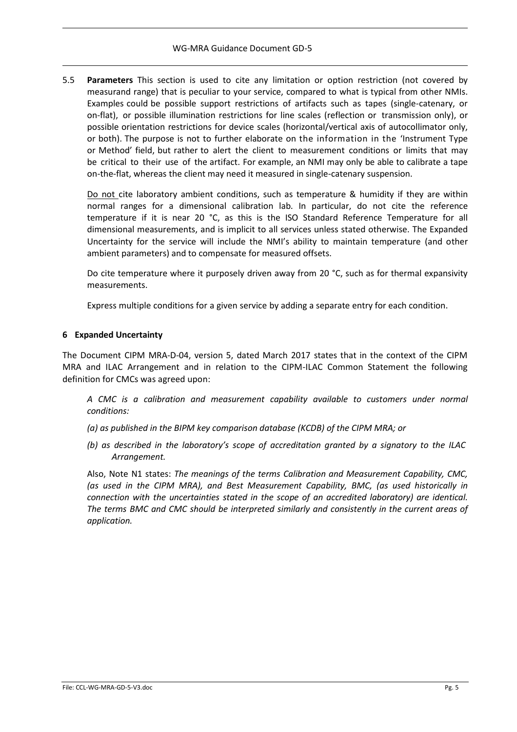5.5 **Parameters** This section is used to cite any limitation or option restriction (not covered by measurand range) that is peculiar to your service, compared to what is typical from other NMIs. Examples could be possible support restrictions of artifacts such as tapes (single-catenary, or on-flat), or possible illumination restrictions for line scales (reflection or transmission only), or possible orientation restrictions for device scales (horizontal/vertical axis of autocollimator only, or both). The purpose is not to further elaborate on the information in the 'Instrument Type or Method' field, but rather to alert the client to measurement conditions or limits that may be critical to their use of the artifact. For example, an NMI may only be able to calibrate a tape on-the-flat, whereas the client may need it measured in single-catenary suspension.

Do not cite laboratory ambient conditions, such as temperature & humidity if they are within normal ranges for a dimensional calibration lab. In particular, do not cite the reference temperature if it is near 20 °C, as this is the ISO Standard Reference Temperature for all dimensional measurements, and is implicit to all services unless stated otherwise. The Expanded Uncertainty for the service will include the NMI's ability to maintain temperature (and other ambient parameters) and to compensate for measured offsets.

Do cite temperature where it purposely driven away from 20 °C, such as for thermal expansivity measurements.

Express multiple conditions for a given service by adding a separate entry for each condition.

## 6 Expanded Uncertainty

The Document CIPM MRA-D-04, version 5, dated March 2017 states that in the context of the CIPM MRA and ILAC Arrangement and in relation to the CIPM-ILAC Common Statement the following definition for CMCs was agreed upon:

*A CMC is a calibration and measurement capability available to customers under normal conditions:*

*(a) as published in the BIPM key comparison database (KCDB) of the CIPM MRA; or*

*(b) as described in the laboratory's scope of accreditation granted by a signatory to the ILAC Arrangement.*

Also, Note N1 states: *The meanings of the terms Calibration and Measurement Capability, CMC, (as used in the CIPM MRA), and Best Measurement Capability, BMC, (as used historically in connection with the uncertainties stated in the scope of an accredited laboratory) are identical. The terms BMC and CMC should be interpreted similarly and consistently in the current areas of application.*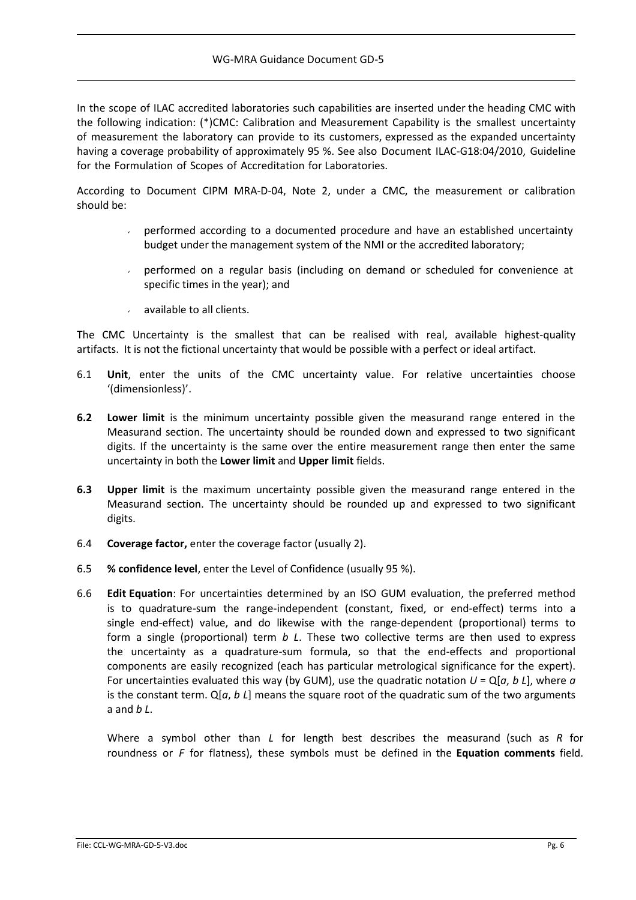In the scope of ILAC accredited laboratories such capabilities are inserted under the heading CMC with the following indication: (*)CMC: Calibration and Measurement Capability is the smallest uncertainty of measurement the laboratory can provide to its customers, expressed as the expanded uncertainty having a coverage probability of approximately 95 %. See also Document ILAC-G18:04/2010, Guideline for the Formulation of Scopes of Accreditation for Laboratories.

According to Document CIPM MRA-D-04, Note 2, under a CMC, the measurement or calibration should be:

- performed according to a documented procedure and have an established uncertainty budget under the management system of the NMI or the accredited laboratory;
- performed on a regular basis (including on demand or scheduled for convenience at specific times in the year); and
- available to all clients.

The CMC Uncertainty is the smallest that can be realised with real, available highest-quality artifacts. It is not the fictional uncertainty that would be possible with a perfect or ideal artifact.

6.1 **Unit**, enter the units of the CMC uncertainty value. For relative uncertainties choose '(dimensionless)'.

**6.2** **Lower limit** is the minimum uncertainty possible given the measurand range entered in the Measurand section. The uncertainty should be rounded down and expressed to two significant digits. If the uncertainty is the same over the entire measurement range then enter the same uncertainty in both the **Lower limit** and **Upper limit** fields.

**6.3** **Upper limit** is the maximum uncertainty possible given the measurand range entered in the Measurand section. The uncertainty should be rounded up and expressed to two significant digits.

6.4 **Coverage factor,** enter the coverage factor (usually 2).

6.5 **% confidence level**, enter the Level of Confidence (usually 95 %).

6.6 **Edit Equation**: For uncertainties determined by an ISO GUM evaluation, the preferred method is to quadrature-sum the range-independent (constant, fixed, or end-effect) terms into a single end-effect) value, and do likewise with the range-dependent (proportional) terms to form a single (proportional) term $b\ L$. These two collective terms are then used to express the uncertainty as a quadrature-sum formula, so that the end-effects and proportional components are easily recognized (each has particular metrological significance for the expert). For uncertainties evaluated this way (by GUM), use the quadratic notation $U = \mathrm{Q}[a,\ b\ L]$, where $a$ is the constant term. $\mathrm{Q}[a,\ b\ L]$ means the square root of the quadratic sum of the two arguments a and $b\ L$.

Where a symbol other than $L$ for length best describes the measurand (such as $R$ for roundness or $F$ for flatness), these symbols must be defined in the **Equation comments** field.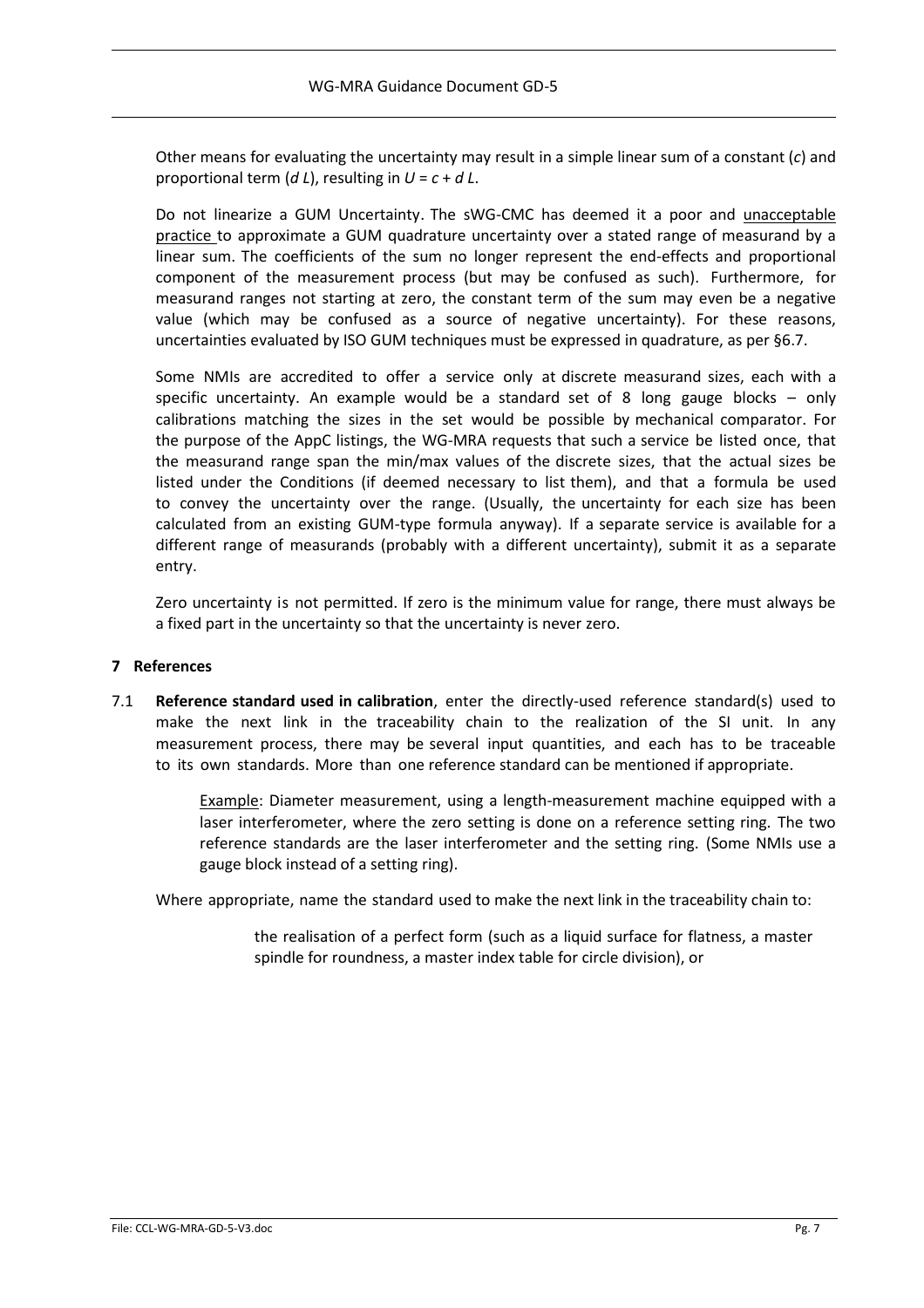Other means for evaluating the uncertainty may result in a simple linear sum of a constant ($c$) and proportional term ($d\,L$), resulting in $U = c + d\,L$.

Do not linearize a GUM Uncertainty. The sWG-CMC has deemed it a poor and unacceptable practice to approximate a GUM quadrature uncertainty over a stated range of measurand by a linear sum. The coefficients of the sum no longer represent the end-effects and proportional component of the measurement process (but may be confused as such). Furthermore, for measurand ranges not starting at zero, the constant term of the sum may even be a negative value (which may be confused as a source of negative uncertainty). For these reasons, uncertainties evaluated by ISO GUM techniques must be expressed in quadrature, as per §6.7.

Some NMIs are accredited to offer a service only at discrete measurand sizes, each with a specific uncertainty. An example would be a standard set of 8 long gauge blocks – only calibrations matching the sizes in the set would be possible by mechanical comparator. For the purpose of the AppC listings, the WG-MRA requests that such a service be listed once, that the measurand range span the min/max values of the discrete sizes, that the actual sizes be listed under the Conditions (if deemed necessary to list them), and that a formula be used to convey the uncertainty over the range. (Usually, the uncertainty for each size has been calculated from an existing GUM-type formula anyway). If a separate service is available for a different range of measurands (probably with a different uncertainty), submit it as a separate entry.

Zero uncertainty is not permitted. If zero is the minimum value for range, there must always be a fixed part in the uncertainty so that the uncertainty is never zero.

## 7 References

7.1 **Reference standard used in calibration**, enter the directly-used reference standard(s) used to make the next link in the traceability chain to the realization of the SI unit. In any measurement process, there may be several input quantities, and each has to be traceable to its own standards. More than one reference standard can be mentioned if appropriate.

> Example: Diameter measurement, using a length-measurement machine equipped with a laser interferometer, where the zero setting is done on a reference setting ring. The two reference standards are the laser interferometer and the setting ring. (Some NMIs use a gauge block instead of a setting ring).

Where appropriate, name the standard used to make the next link in the traceability chain to:

> the realisation of a perfect form (such as a liquid surface for flatness, a master spindle for roundness, a master index table for circle division), or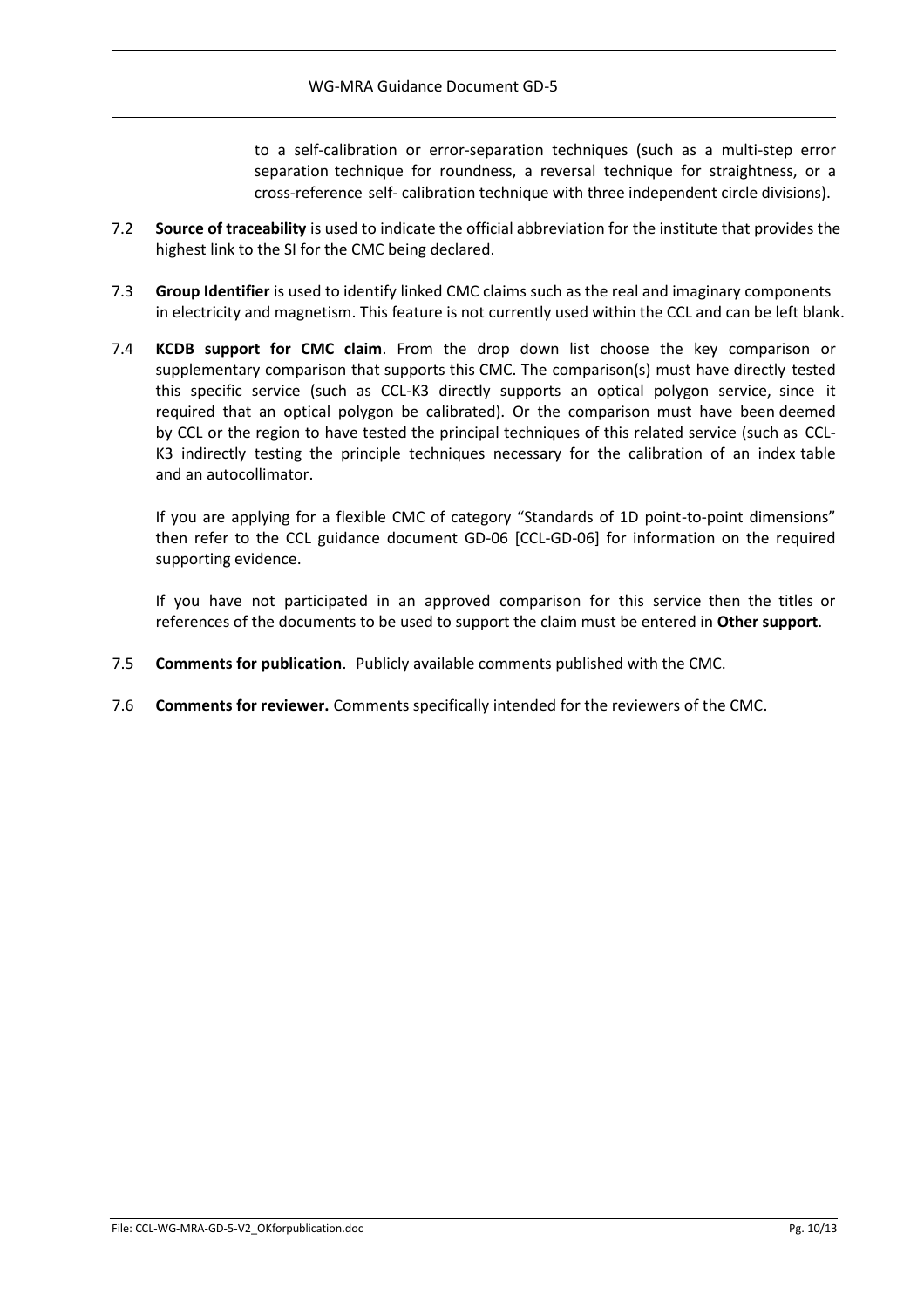to a self-calibration or error-separation techniques (such as a multi-step error separation technique for roundness, a reversal technique for straightness, or a cross-reference self- calibration technique with three independent circle divisions).

7.2 **Source of traceability** is used to indicate the official abbreviation for the institute that provides the highest link to the SI for the CMC being declared.

7.3 **Group Identifier** is used to identify linked CMC claims such as the real and imaginary components in electricity and magnetism. This feature is not currently used within the CCL and can be left blank.

7.4 **KCDB support for CMC claim**. From the drop down list choose the key comparison or supplementary comparison that supports this CMC. The comparison(s) must have directly tested this specific service (such as CCL-K3 directly supports an optical polygon service, since it required that an optical polygon be calibrated). Or the comparison must have been deemed by CCL or the region to have tested the principal techniques of this related service (such as CCL-K3 indirectly testing the principle techniques necessary for the calibration of an index table and an autocollimator.

If you are applying for a flexible CMC of category "Standards of 1D point-to-point dimensions" then refer to the CCL guidance document GD-06 [CCL-GD-06] for information on the required supporting evidence.

If you have not participated in an approved comparison for this service then the titles or references of the documents to be used to support the claim must be entered in **Other support**.

7.5 **Comments for publication**. Publicly available comments published with the CMC.

7.6 **Comments for reviewer.** Comments specifically intended for the reviewers of the CMC.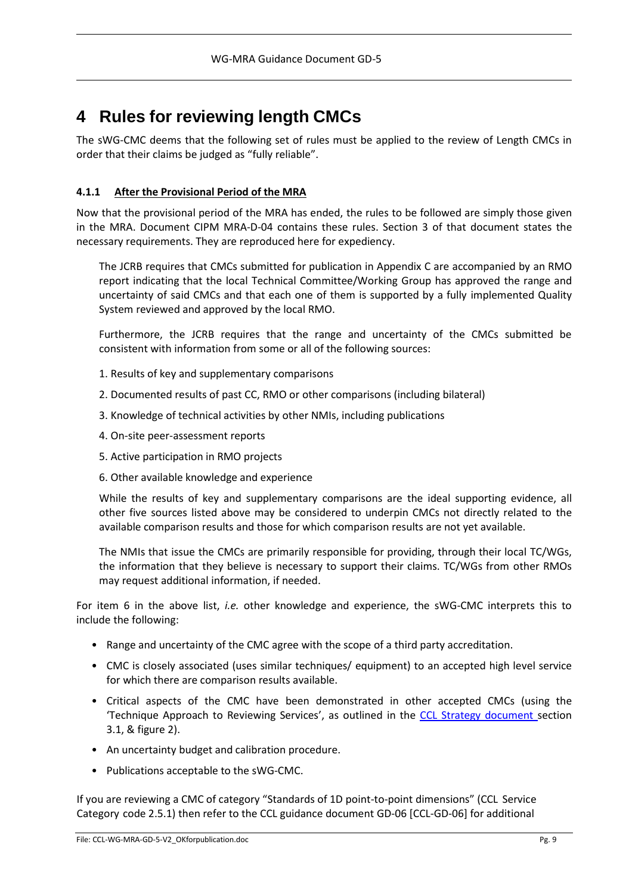# 4 Rules for reviewing length CMCs

The sWG-CMC deems that the following set of rules must be applied to the review of Length CMCs in order that their claims be judged as "fully reliable".

#### 4.1.1 After the Provisional Period of the MRA

Now that the provisional period of the MRA has ended, the rules to be followed are simply those given in the MRA. Document CIPM MRA-D-04 contains these rules. Section 3 of that document states the necessary requirements. They are reproduced here for expediency.

> The JCRB requires that CMCs submitted for publication in Appendix C are accompanied by an RMO report indicating that the local Technical Committee/Working Group has approved the range and uncertainty of said CMCs and that each one of them is supported by a fully implemented Quality System reviewed and approved by the local RMO.
>
> Furthermore, the JCRB requires that the range and uncertainty of the CMCs submitted be consistent with information from some or all of the following sources:
>
> 1. Results of key and supplementary comparisons
> 2. Documented results of past CC, RMO or other comparisons (including bilateral)
> 3. Knowledge of technical activities by other NMIs, including publications
> 4. On-site peer-assessment reports
> 5. Active participation in RMO projects
> 6. Other available knowledge and experience
>
> While the results of key and supplementary comparisons are the ideal supporting evidence, all other five sources listed above may be considered to underpin CMCs not directly related to the available comparison results and those for which comparison results are not yet available.
>
> The NMIs that issue the CMCs are primarily responsible for providing, through their local TC/WGs, the information that they believe is necessary to support their claims. TC/WGs from other RMOs may request additional information, if needed.

For item 6 in the above list, *i.e.* other knowledge and experience, the sWG-CMC interprets this to include the following:

- Range and uncertainty of the CMC agree with the scope of a third party accreditation.
- CMC is closely associated (uses similar techniques/ equipment) to an accepted high level service for which there are comparison results available.
- Critical aspects of the CMC have been demonstrated in other accepted CMCs (using the 'Technique Approach to Reviewing Services', as outlined in the CCL Strategy document section 3.1, & figure 2).
- An uncertainty budget and calibration procedure.
- Publications acceptable to the sWG-CMC.

If you are reviewing a CMC of category "Standards of 1D point-to-point dimensions" (CCL Service Category code 2.5.1) then refer to the CCL guidance document GD-06 [CCL-GD-06] for additional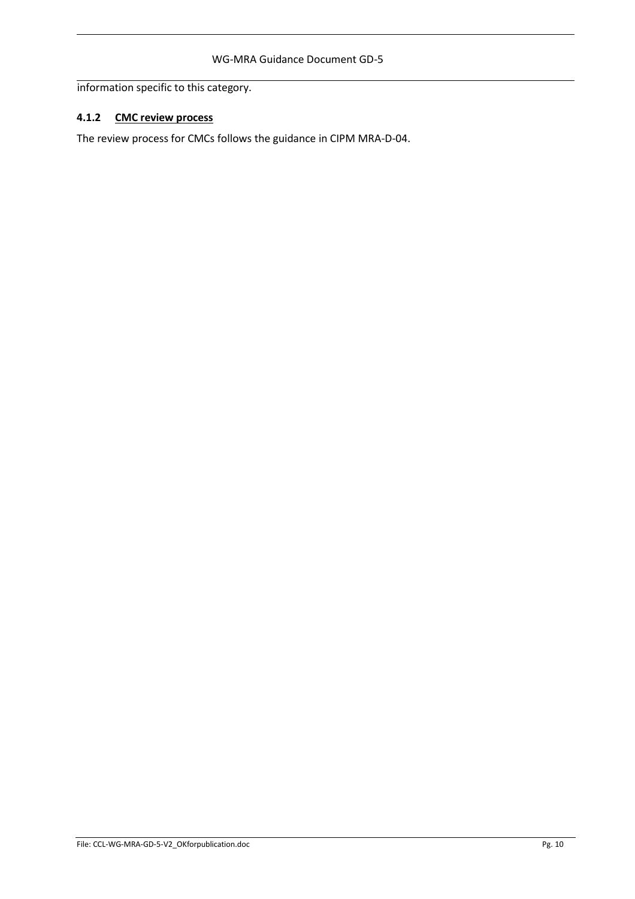information specific to this category.

#### 4.1.2 CMC review process

The review process for CMCs follows the guidance in CIPM MRA-D-04.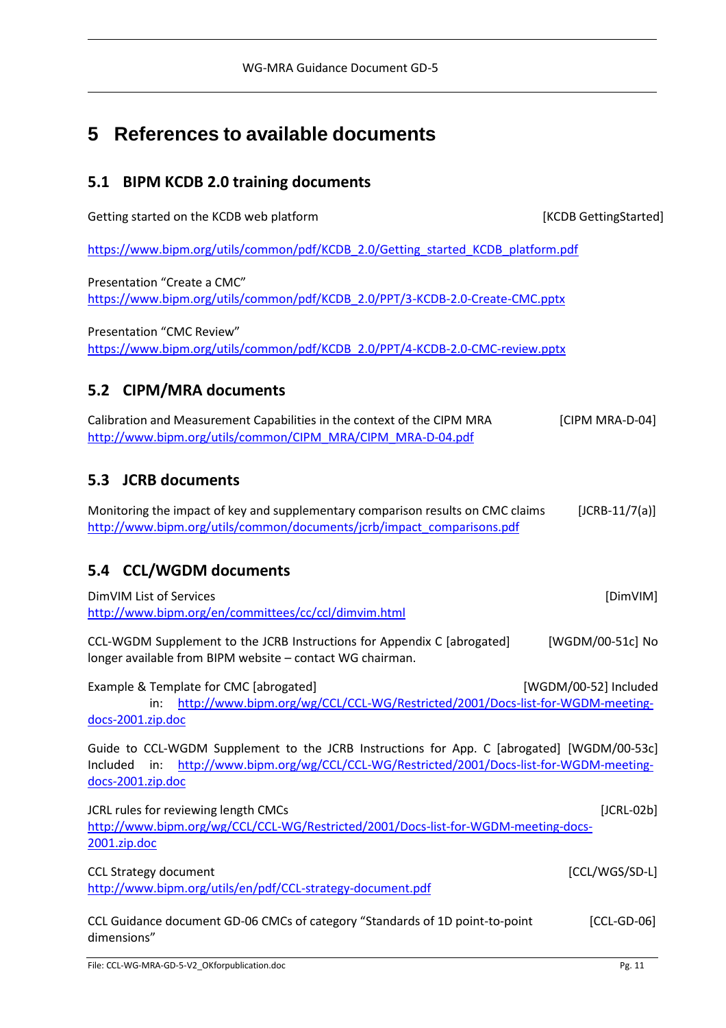# 5 References to available documents

## 5.1 BIPM KCDB 2.0 training documents

Getting started on the KCDB web platform [KCDB GettingStarted]

https://www.bipm.org/utils/common/pdf/KCDB_2.0/Getting_started_KCDB_platform.pdf

Presentation "Create a CMC"
https://www.bipm.org/utils/common/pdf/KCDB_2.0/PPT/3-KCDB-2.0-Create-CMC.pptx

Presentation "CMC Review"
https://www.bipm.org/utils/common/pdf/KCDB_2.0/PPT/4-KCDB-2.0-CMC-review.pptx

## 5.2 CIPM/MRA documents

Calibration and Measurement Capabilities in the context of the CIPM MRA [CIPM MRA-D-04]
http://www.bipm.org/utils/common/CIPM_MRA/CIPM_MRA-D-04.pdf

## 5.3 JCRB documents

Monitoring the impact of key and supplementary comparison results on CMC claims [JCRB-11/7(a)]
http://www.bipm.org/utils/common/documents/jcrb/impact_comparisons.pdf

## 5.4 CCL/WGDM documents

DimVIM List of Services [DimVIM]
http://www.bipm.org/en/committees/cc/ccl/dimvim.html

CCL-WGDM Supplement to the JCRB Instructions for Appendix C [abrogated] [WGDM/00-51c] No longer available from BIPM website – contact WG chairman.

Example & Template for CMC [abrogated] [WGDM/00-52] Included in: http://www.bipm.org/wg/CCL/CCL-WG/Restricted/2001/Docs-list-for-WGDM-meeting-docs-2001.zip.doc

Guide to CCL-WGDM Supplement to the JCRB Instructions for App. C [abrogated] [WGDM/00-53c] Included in: http://www.bipm.org/wg/CCL/CCL-WG/Restricted/2001/Docs-list-for-WGDM-meeting-docs-2001.zip.doc

JCRL rules for reviewing length CMCs [JCRL-02b]
http://www.bipm.org/wg/CCL/CCL-WG/Restricted/2001/Docs-list-for-WGDM-meeting-docs-2001.zip.doc

CCL Strategy document [CCL/WGS/SD-L]
http://www.bipm.org/utils/en/pdf/CCL-strategy-document.pdf

CCL Guidance document GD-06 CMCs of category "Standards of 1D point-to-point dimensions" [CCL-GD-06]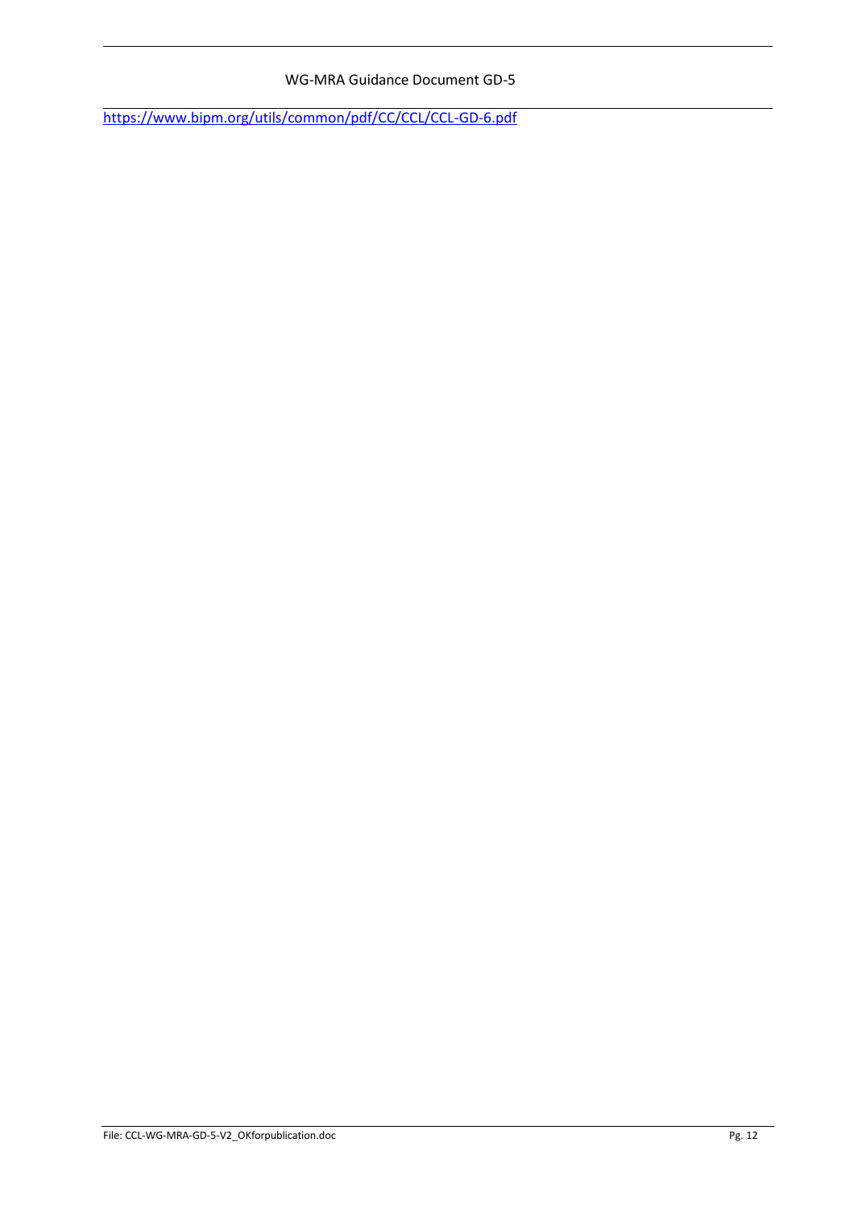https://www.bipm.org/utils/common/pdf/CC/CCL/CCL-GD-6.pdf